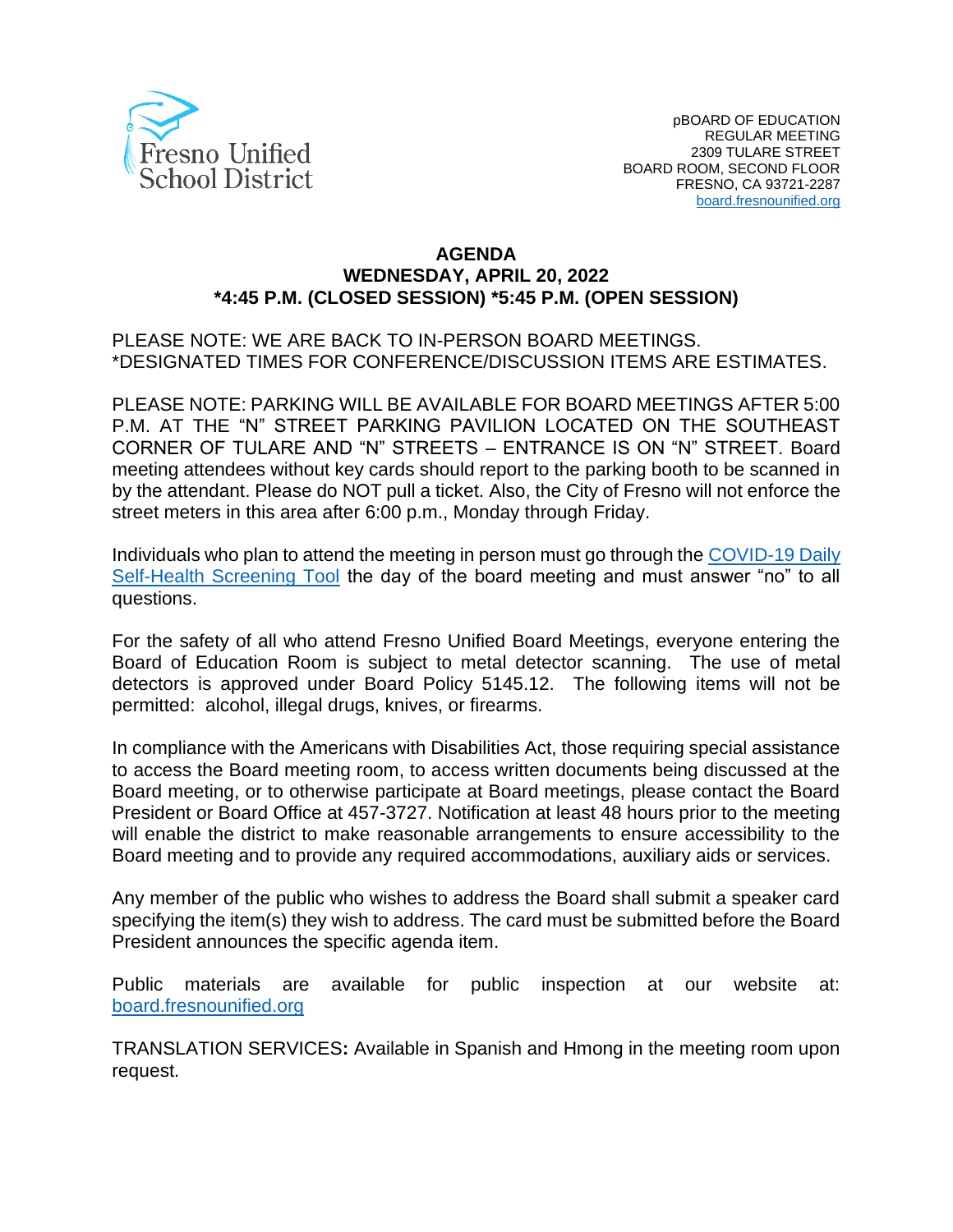Fresno Unified School District

pBOARD OF EDUCATION
REGULAR MEETING
2309 TULARE STREET
BOARD ROOM, SECOND FLOOR
FRESNO, CA 93721-2287
board.fresnounified.org

**AGENDA**
**WEDNESDAY, APRIL 20, 2022**
**\*4:45 P.M. (CLOSED SESSION) \*5:45 P.M. (OPEN SESSION)**

PLEASE NOTE: WE ARE BACK TO IN-PERSON BOARD MEETINGS.
*DESIGNATED TIMES FOR CONFERENCE/DISCUSSION ITEMS ARE ESTIMATES.

PLEASE NOTE: PARKING WILL BE AVAILABLE FOR BOARD MEETINGS AFTER 5:00 P.M. AT THE "N" STREET PARKING PAVILION LOCATED ON THE SOUTHEAST CORNER OF TULARE AND "N" STREETS – ENTRANCE IS ON "N" STREET. Board meeting attendees without key cards should report to the parking booth to be scanned in by the attendant. Please do NOT pull a ticket. Also, the City of Fresno will not enforce the street meters in this area after 6:00 p.m., Monday through Friday.

Individuals who plan to attend the meeting in person must go through the COVID-19 Daily Self-Health Screening Tool the day of the board meeting and must answer "no" to all questions.

For the safety of all who attend Fresno Unified Board Meetings, everyone entering the Board of Education Room is subject to metal detector scanning. The use of metal detectors is approved under Board Policy 5145.12. The following items will not be permitted: alcohol, illegal drugs, knives, or firearms.

In compliance with the Americans with Disabilities Act, those requiring special assistance to access the Board meeting room, to access written documents being discussed at the Board meeting, or to otherwise participate at Board meetings, please contact the Board President or Board Office at 457-3727. Notification at least 48 hours prior to the meeting will enable the district to make reasonable arrangements to ensure accessibility to the Board meeting and to provide any required accommodations, auxiliary aids or services.

Any member of the public who wishes to address the Board shall submit a speaker card specifying the item(s) they wish to address. The card must be submitted before the Board President announces the specific agenda item.

Public materials are available for public inspection at our website at: board.fresnounified.org

TRANSLATION SERVICES**:** Available in Spanish and Hmong in the meeting room upon request.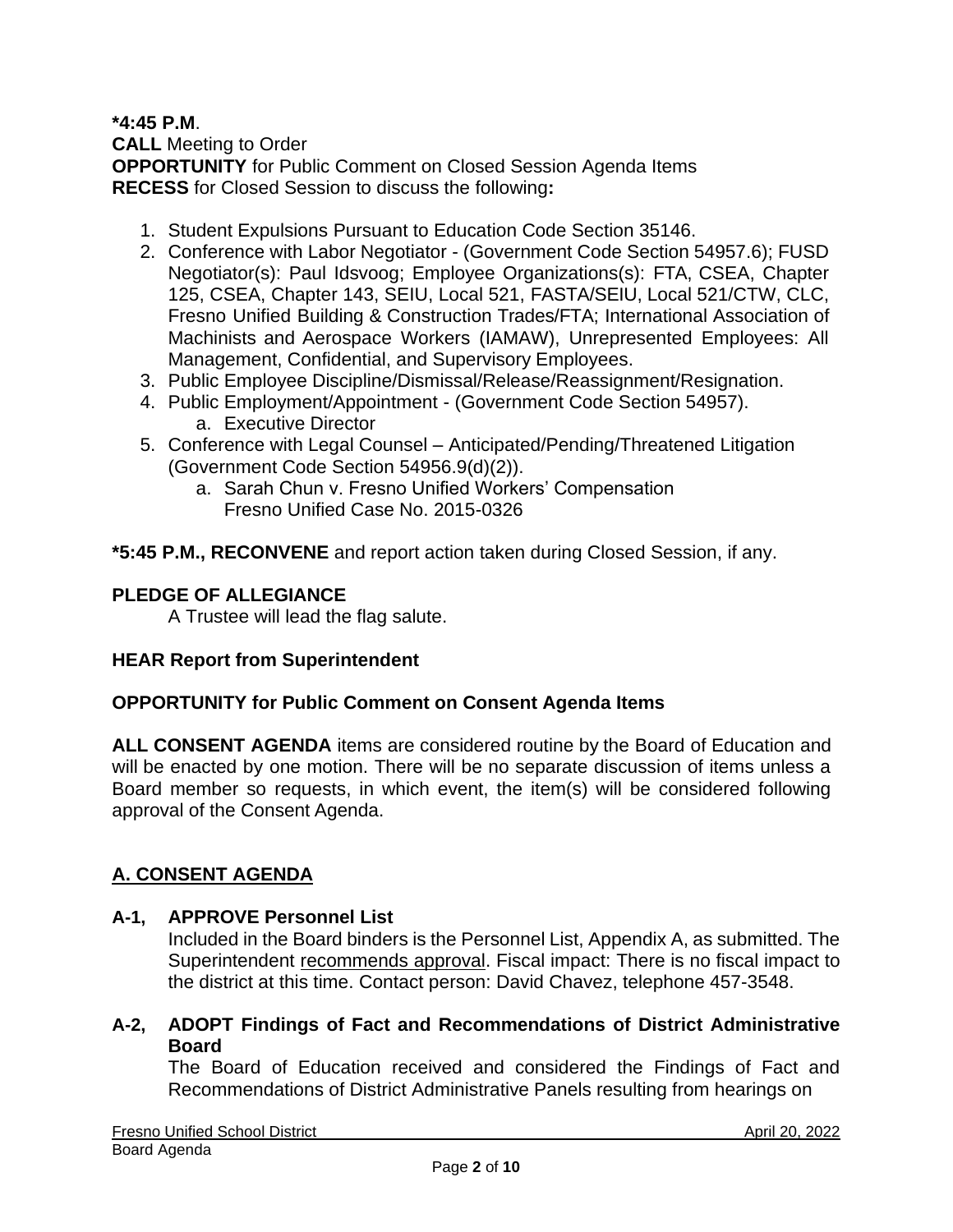**\*4:45 P.M**.
**CALL** Meeting to Order
**OPPORTUNITY** for Public Comment on Closed Session Agenda Items
**RECESS** for Closed Session to discuss the following**:**

1. Student Expulsions Pursuant to Education Code Section 35146.
2. Conference with Labor Negotiator - (Government Code Section 54957.6); FUSD Negotiator(s): Paul Idsvoog; Employee Organizations(s): FTA, CSEA, Chapter 125, CSEA, Chapter 143, SEIU, Local 521, FASTA/SEIU, Local 521/CTW, CLC, Fresno Unified Building & Construction Trades/FTA; International Association of Machinists and Aerospace Workers (IAMAW), Unrepresented Employees: All Management, Confidential, and Supervisory Employees.
3. Public Employee Discipline/Dismissal/Release/Reassignment/Resignation.
4. Public Employment/Appointment - (Government Code Section 54957).
    a. Executive Director
5. Conference with Legal Counsel – Anticipated/Pending/Threatened Litigation (Government Code Section 54956.9(d)(2)).
    a. Sarah Chun v. Fresno Unified Workers' Compensation
       Fresno Unified Case No. 2015-0326

**\*5:45 P.M., RECONVENE** and report action taken during Closed Session, if any.

**PLEDGE OF ALLEGIANCE**
A Trustee will lead the flag salute.

**HEAR Report from Superintendent**

**OPPORTUNITY for Public Comment on Consent Agenda Items**

**ALL CONSENT AGENDA** items are considered routine by the Board of Education and will be enacted by one motion. There will be no separate discussion of items unless a Board member so requests, in which event, the item(s) will be considered following approval of the Consent Agenda.

## A. CONSENT AGENDA

**A-1, APPROVE Personnel List**
Included in the Board binders is the Personnel List, Appendix A, as submitted. The Superintendent recommends approval. Fiscal impact: There is no fiscal impact to the district at this time. Contact person: David Chavez, telephone 457-3548.

**A-2, ADOPT Findings of Fact and Recommendations of District Administrative Board**
The Board of Education received and considered the Findings of Fact and Recommendations of District Administrative Panels resulting from hearings on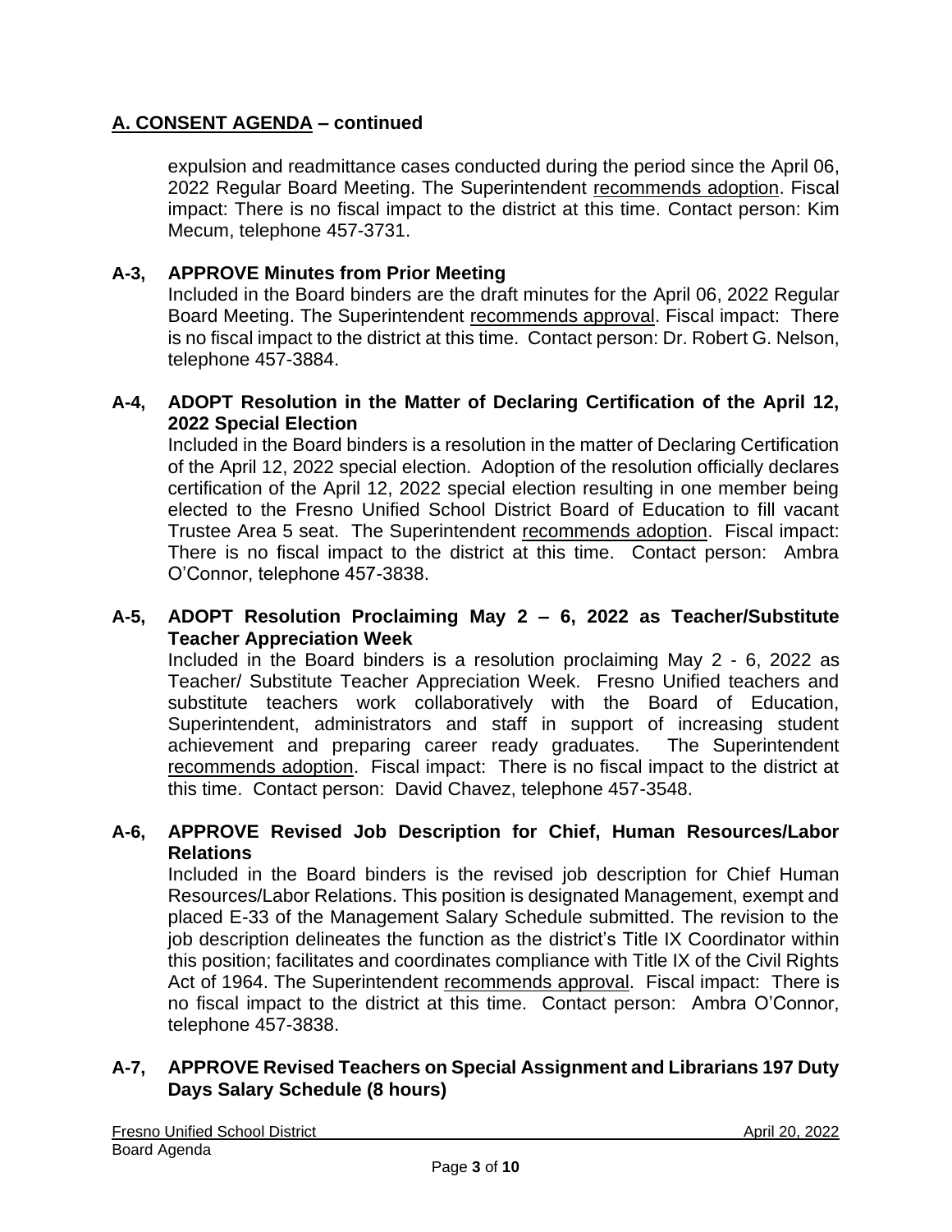## A. CONSENT AGENDA – continued

expulsion and readmittance cases conducted during the period since the April 06, 2022 Regular Board Meeting. The Superintendent recommends adoption. Fiscal impact: There is no fiscal impact to the district at this time. Contact person: Kim Mecum, telephone 457-3731.

**A-3, APPROVE Minutes from Prior Meeting**

Included in the Board binders are the draft minutes for the April 06, 2022 Regular Board Meeting. The Superintendent recommends approval. Fiscal impact: There is no fiscal impact to the district at this time. Contact person: Dr. Robert G. Nelson, telephone 457-3884.

**A-4, ADOPT Resolution in the Matter of Declaring Certification of the April 12, 2022 Special Election**

Included in the Board binders is a resolution in the matter of Declaring Certification of the April 12, 2022 special election. Adoption of the resolution officially declares certification of the April 12, 2022 special election resulting in one member being elected to the Fresno Unified School District Board of Education to fill vacant Trustee Area 5 seat. The Superintendent recommends adoption. Fiscal impact: There is no fiscal impact to the district at this time. Contact person: Ambra O'Connor, telephone 457-3838.

**A-5, ADOPT Resolution Proclaiming May 2 – 6, 2022 as Teacher/Substitute Teacher Appreciation Week**

Included in the Board binders is a resolution proclaiming May 2 - 6, 2022 as Teacher/ Substitute Teacher Appreciation Week. Fresno Unified teachers and substitute teachers work collaboratively with the Board of Education, Superintendent, administrators and staff in support of increasing student achievement and preparing career ready graduates. The Superintendent recommends adoption. Fiscal impact: There is no fiscal impact to the district at this time. Contact person: David Chavez, telephone 457-3548.

**A-6, APPROVE Revised Job Description for Chief, Human Resources/Labor Relations**

Included in the Board binders is the revised job description for Chief Human Resources/Labor Relations. This position is designated Management, exempt and placed E-33 of the Management Salary Schedule submitted. The revision to the job description delineates the function as the district's Title IX Coordinator within this position; facilitates and coordinates compliance with Title IX of the Civil Rights Act of 1964. The Superintendent recommends approval. Fiscal impact: There is no fiscal impact to the district at this time. Contact person: Ambra O'Connor, telephone 457-3838.

**A-7, APPROVE Revised Teachers on Special Assignment and Librarians 197 Duty Days Salary Schedule (8 hours)**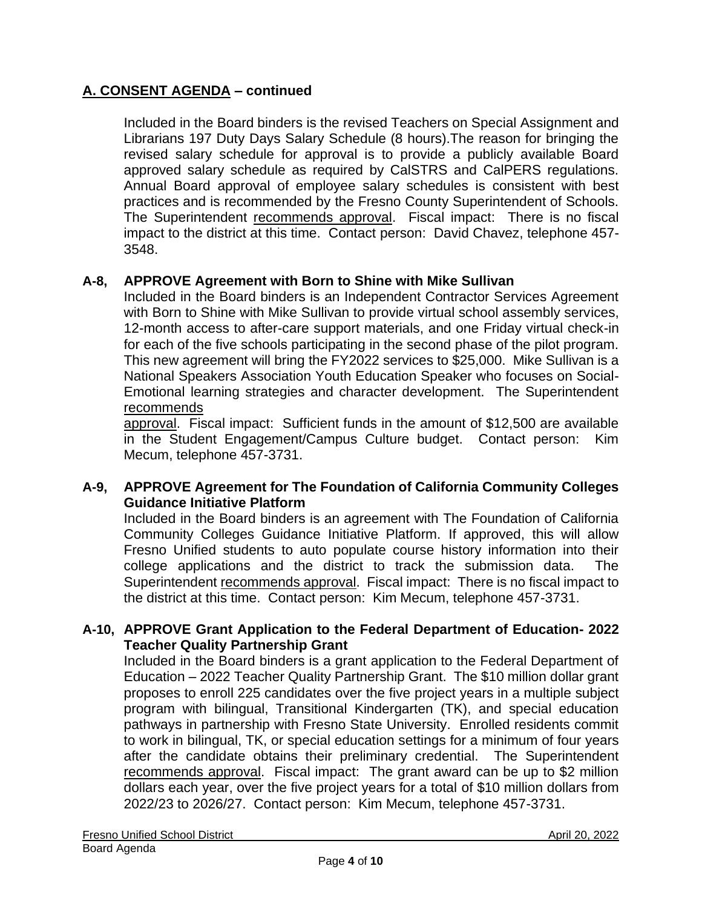## A. CONSENT AGENDA – continued

Included in the Board binders is the revised Teachers on Special Assignment and Librarians 197 Duty Days Salary Schedule (8 hours).The reason for bringing the revised salary schedule for approval is to provide a publicly available Board approved salary schedule as required by CalSTRS and CalPERS regulations. Annual Board approval of employee salary schedules is consistent with best practices and is recommended by the Fresno County Superintendent of Schools. The Superintendent recommends approval. Fiscal impact: There is no fiscal impact to the district at this time. Contact person: David Chavez, telephone 457-3548.

**A-8, APPROVE Agreement with Born to Shine with Mike Sullivan**

Included in the Board binders is an Independent Contractor Services Agreement with Born to Shine with Mike Sullivan to provide virtual school assembly services, 12-month access to after-care support materials, and one Friday virtual check-in for each of the five schools participating in the second phase of the pilot program. This new agreement will bring the FY2022 services to $25,000. Mike Sullivan is a National Speakers Association Youth Education Speaker who focuses on Social-Emotional learning strategies and character development. The Superintendent recommends approval. Fiscal impact: Sufficient funds in the amount of $12,500 are available in the Student Engagement/Campus Culture budget. Contact person: Kim Mecum, telephone 457-3731.

**A-9, APPROVE Agreement for The Foundation of California Community Colleges Guidance Initiative Platform**

Included in the Board binders is an agreement with The Foundation of California Community Colleges Guidance Initiative Platform. If approved, this will allow Fresno Unified students to auto populate course history information into their college applications and the district to track the submission data. The Superintendent recommends approval. Fiscal impact: There is no fiscal impact to the district at this time. Contact person: Kim Mecum, telephone 457-3731.

**A-10, APPROVE Grant Application to the Federal Department of Education- 2022 Teacher Quality Partnership Grant**

Included in the Board binders is a grant application to the Federal Department of Education – 2022 Teacher Quality Partnership Grant. The $10 million dollar grant proposes to enroll 225 candidates over the five project years in a multiple subject program with bilingual, Transitional Kindergarten (TK), and special education pathways in partnership with Fresno State University. Enrolled residents commit to work in bilingual, TK, or special education settings for a minimum of four years after the candidate obtains their preliminary credential. The Superintendent recommends approval. Fiscal impact: The grant award can be up to $2 million dollars each year, over the five project years for a total of $10 million dollars from 2022/23 to 2026/27. Contact person: Kim Mecum, telephone 457-3731.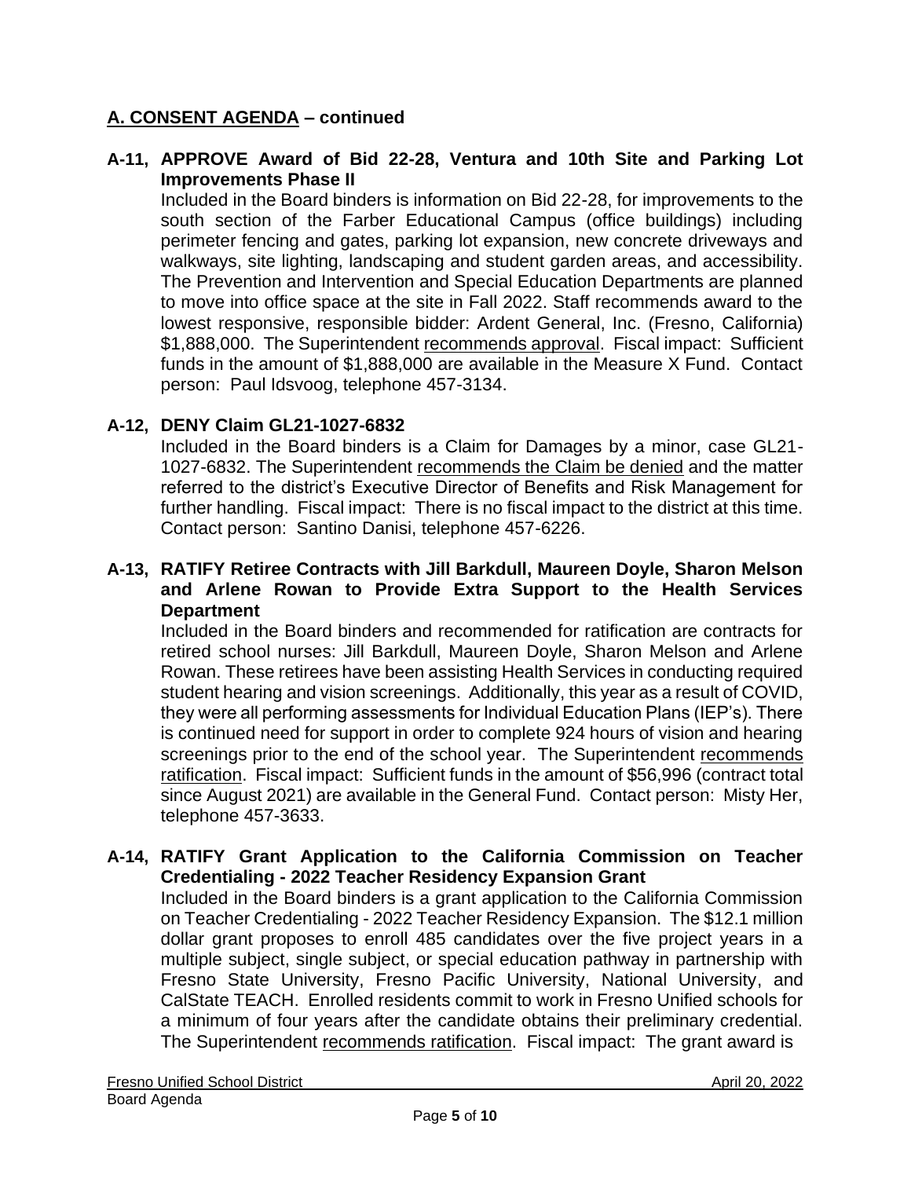## A. CONSENT AGENDA – continued

### A-11, APPROVE Award of Bid 22-28, Ventura and 10th Site and Parking Lot Improvements Phase II

Included in the Board binders is information on Bid 22-28, for improvements to the south section of the Farber Educational Campus (office buildings) including perimeter fencing and gates, parking lot expansion, new concrete driveways and walkways, site lighting, landscaping and student garden areas, and accessibility. The Prevention and Intervention and Special Education Departments are planned to move into office space at the site in Fall 2022. Staff recommends award to the lowest responsive, responsible bidder: Ardent General, Inc. (Fresno, California) $1,888,000. The Superintendent recommends approval. Fiscal impact: Sufficient funds in the amount of $1,888,000 are available in the Measure X Fund. Contact person: Paul Idsvoog, telephone 457-3134.

### A-12, DENY Claim GL21-1027-6832

Included in the Board binders is a Claim for Damages by a minor, case GL21-1027-6832. The Superintendent recommends the Claim be denied and the matter referred to the district's Executive Director of Benefits and Risk Management for further handling. Fiscal impact: There is no fiscal impact to the district at this time. Contact person: Santino Danisi, telephone 457-6226.

### A-13, RATIFY Retiree Contracts with Jill Barkdull, Maureen Doyle, Sharon Melson and Arlene Rowan to Provide Extra Support to the Health Services Department

Included in the Board binders and recommended for ratification are contracts for retired school nurses: Jill Barkdull, Maureen Doyle, Sharon Melson and Arlene Rowan. These retirees have been assisting Health Services in conducting required student hearing and vision screenings. Additionally, this year as a result of COVID, they were all performing assessments for Individual Education Plans (IEP's). There is continued need for support in order to complete 924 hours of vision and hearing screenings prior to the end of the school year. The Superintendent recommends ratification. Fiscal impact: Sufficient funds in the amount of $56,996 (contract total since August 2021) are available in the General Fund. Contact person: Misty Her, telephone 457-3633.

### A-14, RATIFY Grant Application to the California Commission on Teacher Credentialing - 2022 Teacher Residency Expansion Grant

Included in the Board binders is a grant application to the California Commission on Teacher Credentialing - 2022 Teacher Residency Expansion. The $12.1 million dollar grant proposes to enroll 485 candidates over the five project years in a multiple subject, single subject, or special education pathway in partnership with Fresno State University, Fresno Pacific University, National University, and CalState TEACH. Enrolled residents commit to work in Fresno Unified schools for a minimum of four years after the candidate obtains their preliminary credential. The Superintendent recommends ratification. Fiscal impact: The grant award is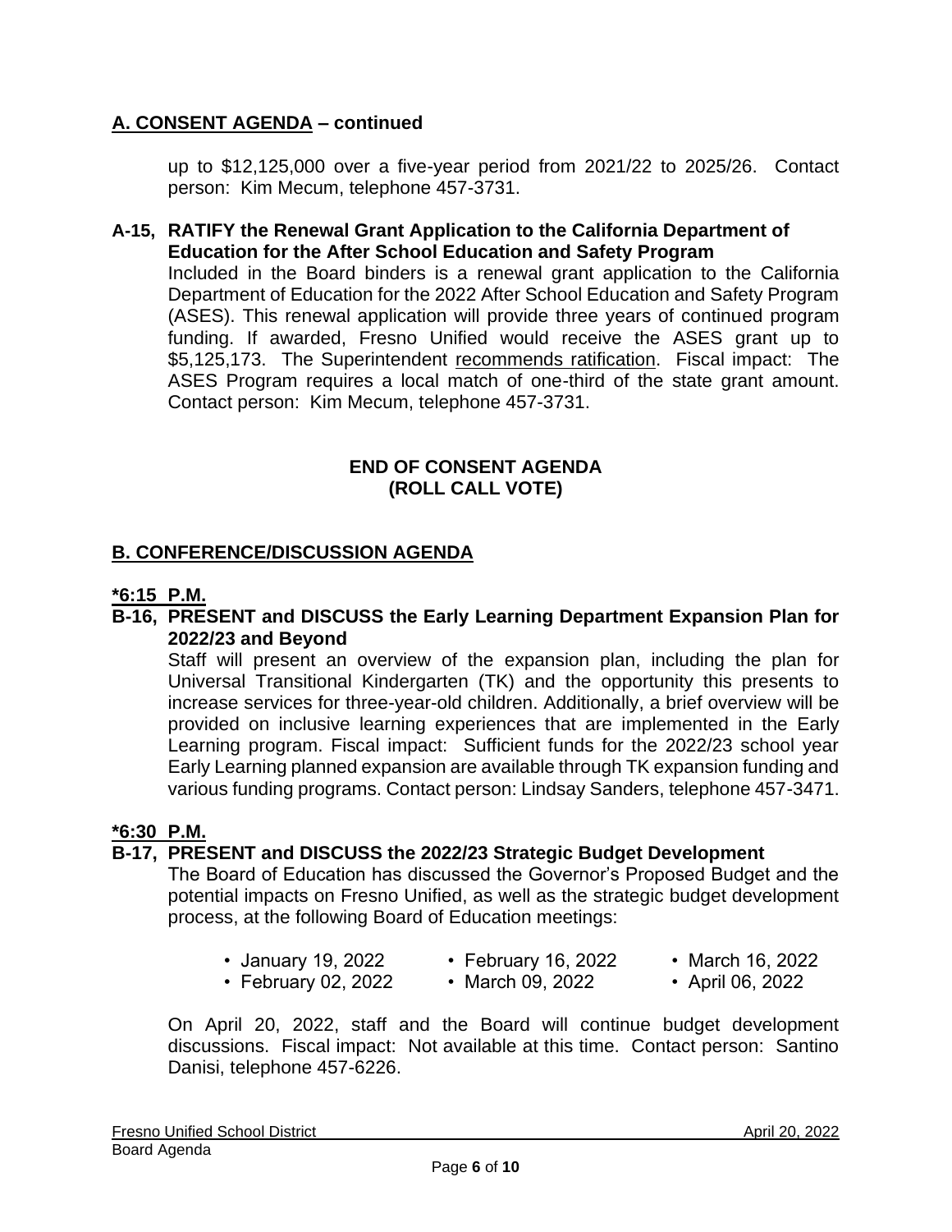## A. CONSENT AGENDA – continued

up to $12,125,000 over a five-year period from 2021/22 to 2025/26. Contact person: Kim Mecum, telephone 457-3731.

**A-15, RATIFY the Renewal Grant Application to the California Department of Education for the After School Education and Safety Program**

Included in the Board binders is a renewal grant application to the California Department of Education for the 2022 After School Education and Safety Program (ASES). This renewal application will provide three years of continued program funding. If awarded, Fresno Unified would receive the ASES grant up to $5,125,173. The Superintendent recommends ratification. Fiscal impact: The ASES Program requires a local match of one-third of the state grant amount. Contact person: Kim Mecum, telephone 457-3731.

**END OF CONSENT AGENDA**
**(ROLL CALL VOTE)**

## B. CONFERENCE/DISCUSSION AGENDA

**\*6:15 P.M.**

**B-16, PRESENT and DISCUSS the Early Learning Department Expansion Plan for 2022/23 and Beyond**

Staff will present an overview of the expansion plan, including the plan for Universal Transitional Kindergarten (TK) and the opportunity this presents to increase services for three-year-old children. Additionally, a brief overview will be provided on inclusive learning experiences that are implemented in the Early Learning program. Fiscal impact: Sufficient funds for the 2022/23 school year Early Learning planned expansion are available through TK expansion funding and various funding programs. Contact person: Lindsay Sanders, telephone 457-3471.

**\*6:30 P.M.**

**B-17, PRESENT and DISCUSS the 2022/23 Strategic Budget Development**

The Board of Education has discussed the Governor's Proposed Budget and the potential impacts on Fresno Unified, as well as the strategic budget development process, at the following Board of Education meetings:

- January 19, 2022
- February 02, 2022
- February 16, 2022
- March 09, 2022
- March 16, 2022
- April 06, 2022

On April 20, 2022, staff and the Board will continue budget development discussions. Fiscal impact: Not available at this time. Contact person: Santino Danisi, telephone 457-6226.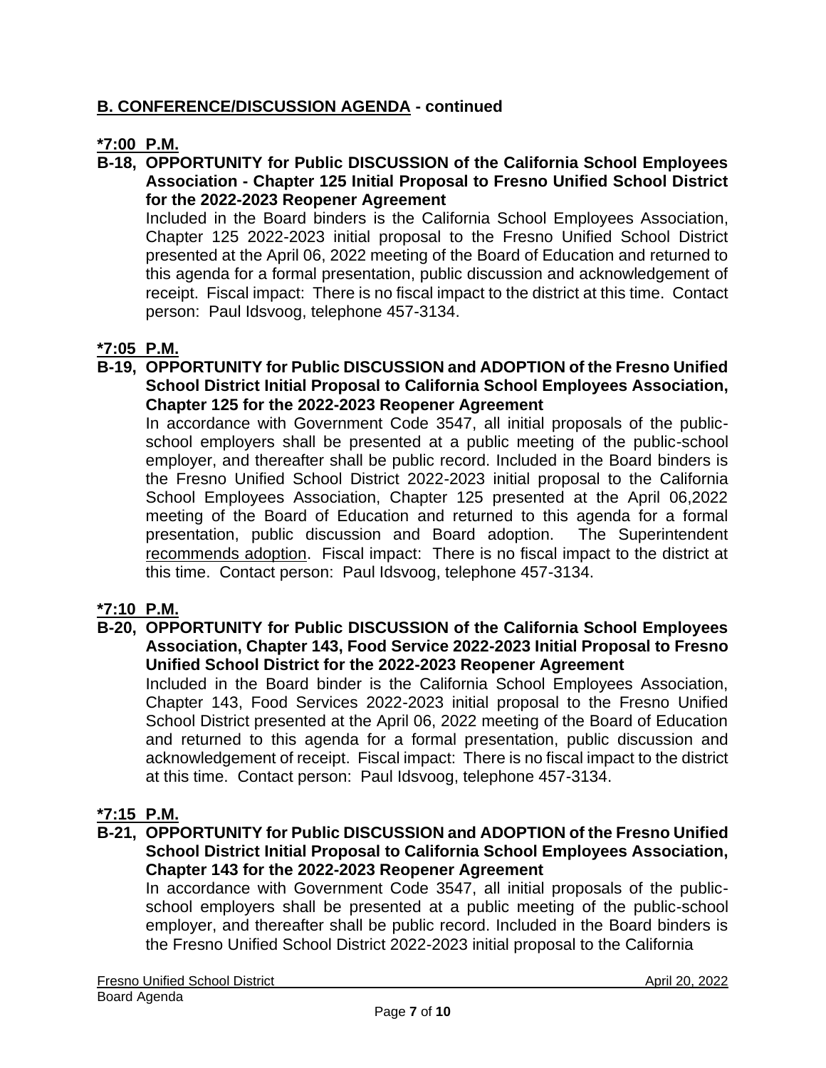## B. CONFERENCE/DISCUSSION AGENDA - continued

**\*7:00 P.M.**

**B-18, OPPORTUNITY for Public DISCUSSION of the California School Employees Association - Chapter 125 Initial Proposal to Fresno Unified School District for the 2022-2023 Reopener Agreement**

Included in the Board binders is the California School Employees Association, Chapter 125 2022-2023 initial proposal to the Fresno Unified School District presented at the April 06, 2022 meeting of the Board of Education and returned to this agenda for a formal presentation, public discussion and acknowledgement of receipt. Fiscal impact: There is no fiscal impact to the district at this time. Contact person: Paul Idsvoog, telephone 457-3134.

**\*7:05 P.M.**

**B-19, OPPORTUNITY for Public DISCUSSION and ADOPTION of the Fresno Unified School District Initial Proposal to California School Employees Association, Chapter 125 for the 2022-2023 Reopener Agreement**

In accordance with Government Code 3547, all initial proposals of the public-school employers shall be presented at a public meeting of the public-school employer, and thereafter shall be public record. Included in the Board binders is the Fresno Unified School District 2022-2023 initial proposal to the California School Employees Association, Chapter 125 presented at the April 06,2022 meeting of the Board of Education and returned to this agenda for a formal presentation, public discussion and Board adoption. The Superintendent recommends adoption. Fiscal impact: There is no fiscal impact to the district at this time. Contact person: Paul Idsvoog, telephone 457-3134.

**\*7:10 P.M.**

**B-20, OPPORTUNITY for Public DISCUSSION of the California School Employees Association, Chapter 143, Food Service 2022-2023 Initial Proposal to Fresno Unified School District for the 2022-2023 Reopener Agreement**

Included in the Board binder is the California School Employees Association, Chapter 143, Food Services 2022-2023 initial proposal to the Fresno Unified School District presented at the April 06, 2022 meeting of the Board of Education and returned to this agenda for a formal presentation, public discussion and acknowledgement of receipt. Fiscal impact: There is no fiscal impact to the district at this time. Contact person: Paul Idsvoog, telephone 457-3134.

**\*7:15 P.M.**

**B-21, OPPORTUNITY for Public DISCUSSION and ADOPTION of the Fresno Unified School District Initial Proposal to California School Employees Association, Chapter 143 for the 2022-2023 Reopener Agreement**

In accordance with Government Code 3547, all initial proposals of the public-school employers shall be presented at a public meeting of the public-school employer, and thereafter shall be public record. Included in the Board binders is the Fresno Unified School District 2022-2023 initial proposal to the California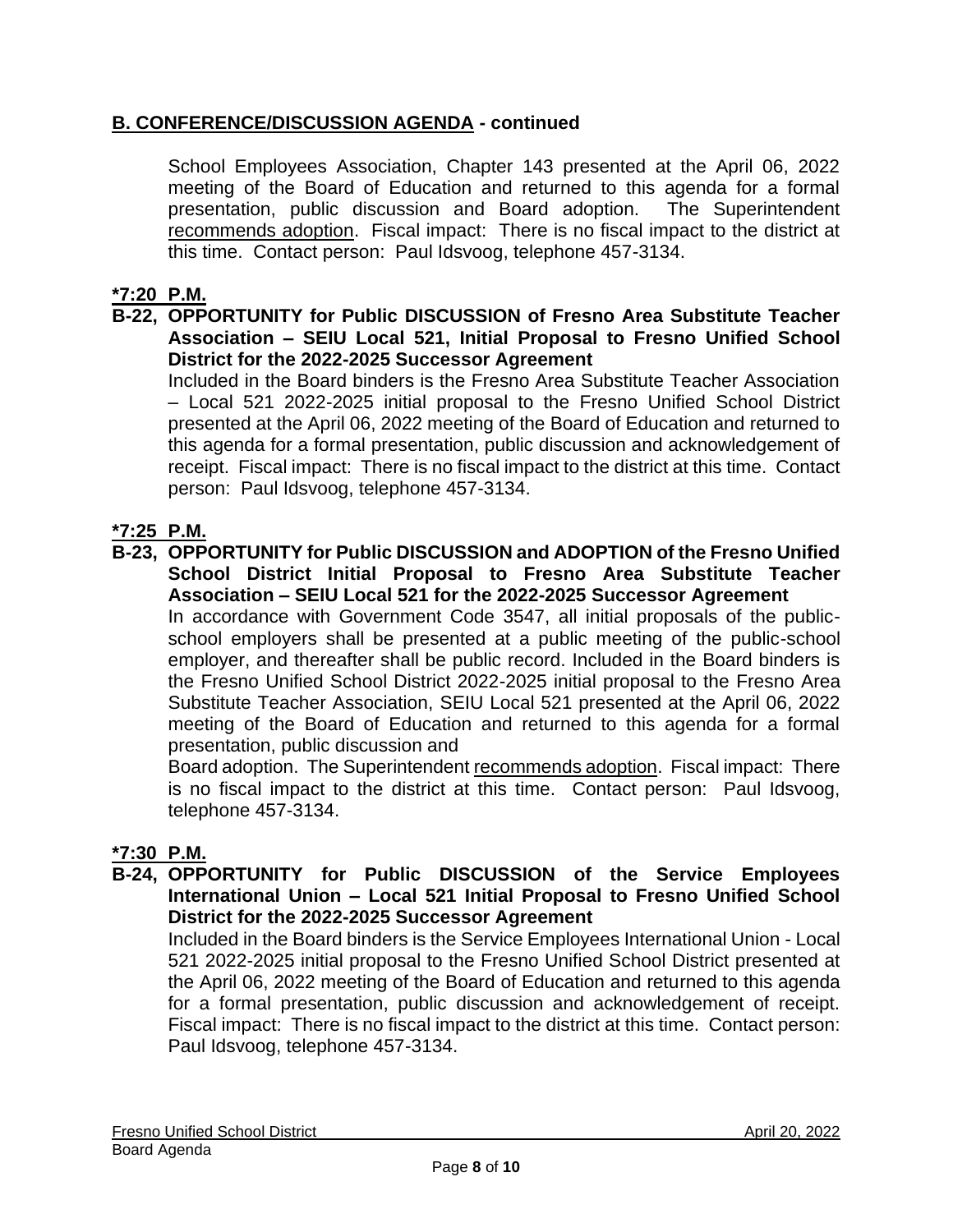## **B. CONFERENCE/DISCUSSION AGENDA** - continued

School Employees Association, Chapter 143 presented at the April 06, 2022 meeting of the Board of Education and returned to this agenda for a formal presentation, public discussion and Board adoption. The Superintendent recommends adoption. Fiscal impact: There is no fiscal impact to the district at this time. Contact person: Paul Idsvoog, telephone 457-3134.

**\*7:20 P.M.**

**B-22, OPPORTUNITY for Public DISCUSSION of Fresno Area Substitute Teacher Association – SEIU Local 521, Initial Proposal to Fresno Unified School District for the 2022-2025 Successor Agreement**

Included in the Board binders is the Fresno Area Substitute Teacher Association – Local 521 2022-2025 initial proposal to the Fresno Unified School District presented at the April 06, 2022 meeting of the Board of Education and returned to this agenda for a formal presentation, public discussion and acknowledgement of receipt. Fiscal impact: There is no fiscal impact to the district at this time. Contact person: Paul Idsvoog, telephone 457-3134.

**\*7:25 P.M.**

**B-23, OPPORTUNITY for Public DISCUSSION and ADOPTION of the Fresno Unified School District Initial Proposal to Fresno Area Substitute Teacher Association – SEIU Local 521 for the 2022-2025 Successor Agreement**

In accordance with Government Code 3547, all initial proposals of the public-school employers shall be presented at a public meeting of the public-school employer, and thereafter shall be public record. Included in the Board binders is the Fresno Unified School District 2022-2025 initial proposal to the Fresno Area Substitute Teacher Association, SEIU Local 521 presented at the April 06, 2022 meeting of the Board of Education and returned to this agenda for a formal presentation, public discussion and Board adoption. The Superintendent recommends adoption. Fiscal impact: There is no fiscal impact to the district at this time. Contact person: Paul Idsvoog, telephone 457-3134.

**\*7:30 P.M.**

**B-24, OPPORTUNITY for Public DISCUSSION of the Service Employees International Union – Local 521 Initial Proposal to Fresno Unified School District for the 2022-2025 Successor Agreement**

Included in the Board binders is the Service Employees International Union - Local 521 2022-2025 initial proposal to the Fresno Unified School District presented at the April 06, 2022 meeting of the Board of Education and returned to this agenda for a formal presentation, public discussion and acknowledgement of receipt. Fiscal impact: There is no fiscal impact to the district at this time. Contact person: Paul Idsvoog, telephone 457-3134.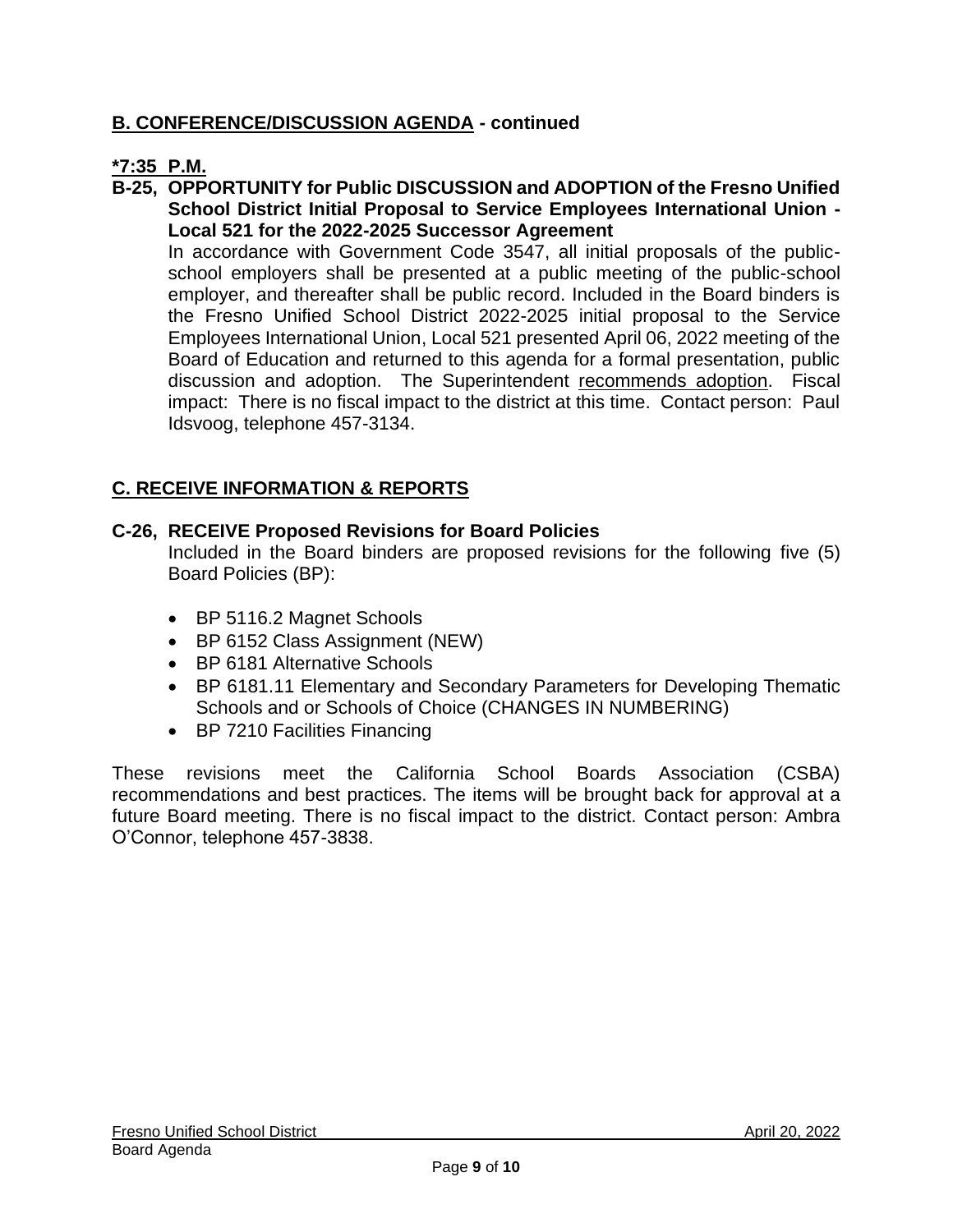## B. CONFERENCE/DISCUSSION AGENDA - continued

**\*7:35 P.M.**

**B-25, OPPORTUNITY for Public DISCUSSION and ADOPTION of the Fresno Unified School District Initial Proposal to Service Employees International Union - Local 521 for the 2022-2025 Successor Agreement**

In accordance with Government Code 3547, all initial proposals of the public-school employers shall be presented at a public meeting of the public-school employer, and thereafter shall be public record. Included in the Board binders is the Fresno Unified School District 2022-2025 initial proposal to the Service Employees International Union, Local 521 presented April 06, 2022 meeting of the Board of Education and returned to this agenda for a formal presentation, public discussion and adoption. The Superintendent recommends adoption. Fiscal impact: There is no fiscal impact to the district at this time. Contact person: Paul Idsvoog, telephone 457-3134.

## C. RECEIVE INFORMATION & REPORTS

**C-26, RECEIVE Proposed Revisions for Board Policies**

Included in the Board binders are proposed revisions for the following five (5) Board Policies (BP):

- BP 5116.2 Magnet Schools
- BP 6152 Class Assignment (NEW)
- BP 6181 Alternative Schools
- BP 6181.11 Elementary and Secondary Parameters for Developing Thematic Schools and or Schools of Choice (CHANGES IN NUMBERING)
- BP 7210 Facilities Financing

These revisions meet the California School Boards Association (CSBA) recommendations and best practices. The items will be brought back for approval at a future Board meeting. There is no fiscal impact to the district. Contact person: Ambra O'Connor, telephone 457-3838.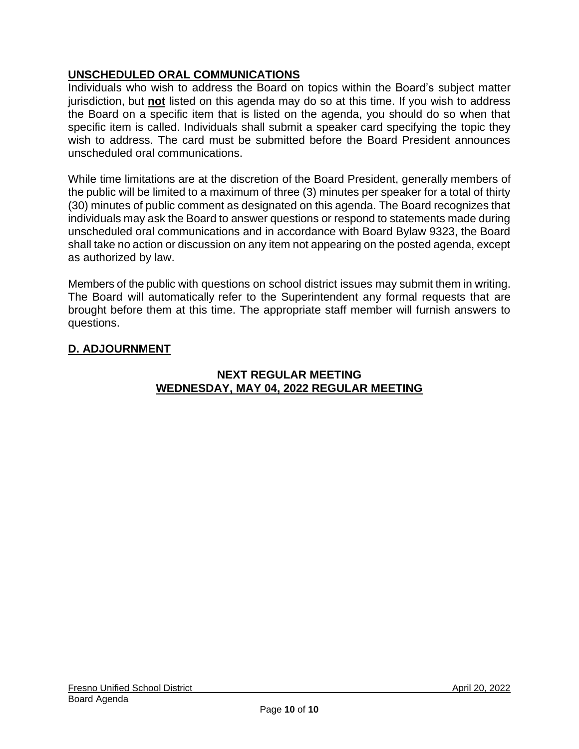## UNSCHEDULED ORAL COMMUNICATIONS

Individuals who wish to address the Board on topics within the Board's subject matter jurisdiction, but **not** listed on this agenda may do so at this time. If you wish to address the Board on a specific item that is listed on the agenda, you should do so when that specific item is called. Individuals shall submit a speaker card specifying the topic they wish to address. The card must be submitted before the Board President announces unscheduled oral communications.

While time limitations are at the discretion of the Board President, generally members of the public will be limited to a maximum of three (3) minutes per speaker for a total of thirty (30) minutes of public comment as designated on this agenda. The Board recognizes that individuals may ask the Board to answer questions or respond to statements made during unscheduled oral communications and in accordance with Board Bylaw 9323, the Board shall take no action or discussion on any item not appearing on the posted agenda, except as authorized by law.

Members of the public with questions on school district issues may submit them in writing. The Board will automatically refer to the Superintendent any formal requests that are brought before them at this time. The appropriate staff member will furnish answers to questions.

## D. ADJOURNMENT

**NEXT REGULAR MEETING**
**WEDNESDAY, MAY 04, 2022 REGULAR MEETING**